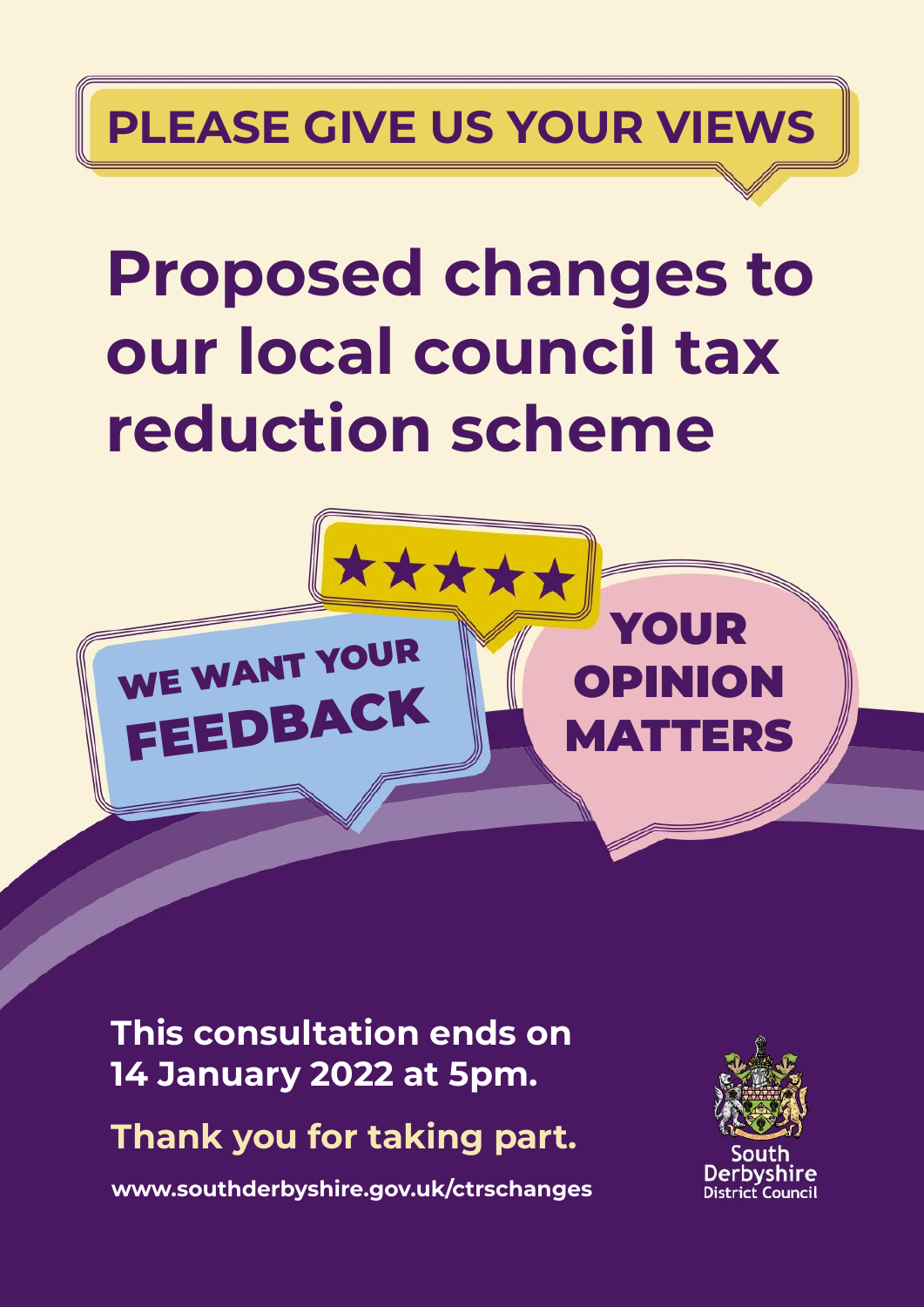**PLEASE GIVE US YOUR VIEWS**

# Proposed changes to our local council tax reduction scheme

WE WANT YOUR FEEDBACK

★★★★★

YOUR OPINION MATTERS

**This consultation ends on 14 January 2022 at 5pm.**

**Thank you for taking part.**

**www.southderbyshire.gov.uk/ctrschanges**

South Derbyshire District Council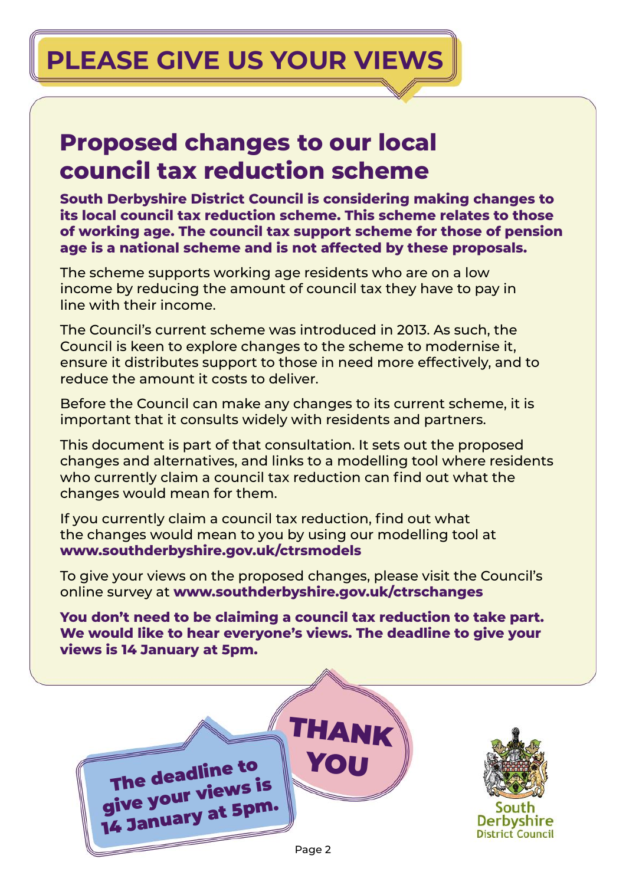# PLEASE GIVE US YOUR VIEWS

## Proposed changes to our local council tax reduction scheme

**South Derbyshire District Council is considering making changes to its local council tax reduction scheme. This scheme relates to those of working age. The council tax support scheme for those of pension age is a national scheme and is not affected by these proposals.**

The scheme supports working age residents who are on a low income by reducing the amount of council tax they have to pay in line with their income.

The Council's current scheme was introduced in 2013. As such, the Council is keen to explore changes to the scheme to modernise it, ensure it distributes support to those in need more effectively, and to reduce the amount it costs to deliver.

Before the Council can make any changes to its current scheme, it is important that it consults widely with residents and partners.

This document is part of that consultation. It sets out the proposed changes and alternatives, and links to a modelling tool where residents who currently claim a council tax reduction can find out what the changes would mean for them.

If you currently claim a council tax reduction, find out what the changes would mean to you by using our modelling tool at **www.southderbyshire.gov.uk/ctrsmodels**

To give your views on the proposed changes, please visit the Council's online survey at **www.southderbyshire.gov.uk/ctrschanges**

**You don't need to be claiming a council tax reduction to take part. We would like to hear everyone's views. The deadline to give your views is 14 January at 5pm.**

The deadline to give your views is 14 January at 5pm.

THANK YOU

South Derbyshire District Council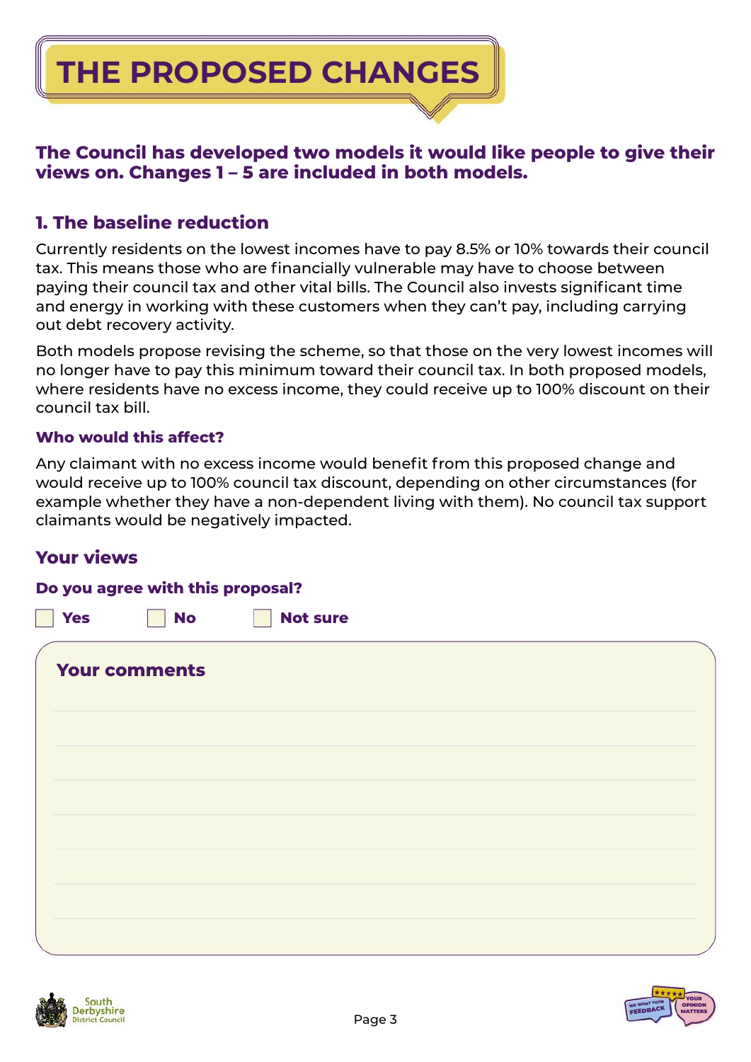# THE PROPOSED CHANGES

**The Council has developed two models it would like people to give their views on. Changes 1 – 5 are included in both models.**

## 1. The baseline reduction

Currently residents on the lowest incomes have to pay 8.5% or 10% towards their council tax. This means those who are financially vulnerable may have to choose between paying their council tax and other vital bills. The Council also invests significant time and energy in working with these customers when they can't pay, including carrying out debt recovery activity.

Both models propose revising the scheme, so that those on the very lowest incomes will no longer have to pay this minimum toward their council tax. In both proposed models, where residents have no excess income, they could receive up to 100% discount on their council tax bill.

### Who would this affect?

Any claimant with no excess income would benefit from this proposed change and would receive up to 100% council tax discount, depending on other circumstances (for example whether they have a non-dependent living with them). No council tax support claimants would be negatively impacted.

## Your views

### Do you agree with this proposal?

☐ Yes ☐ No ☐ Not sure

**Your comments**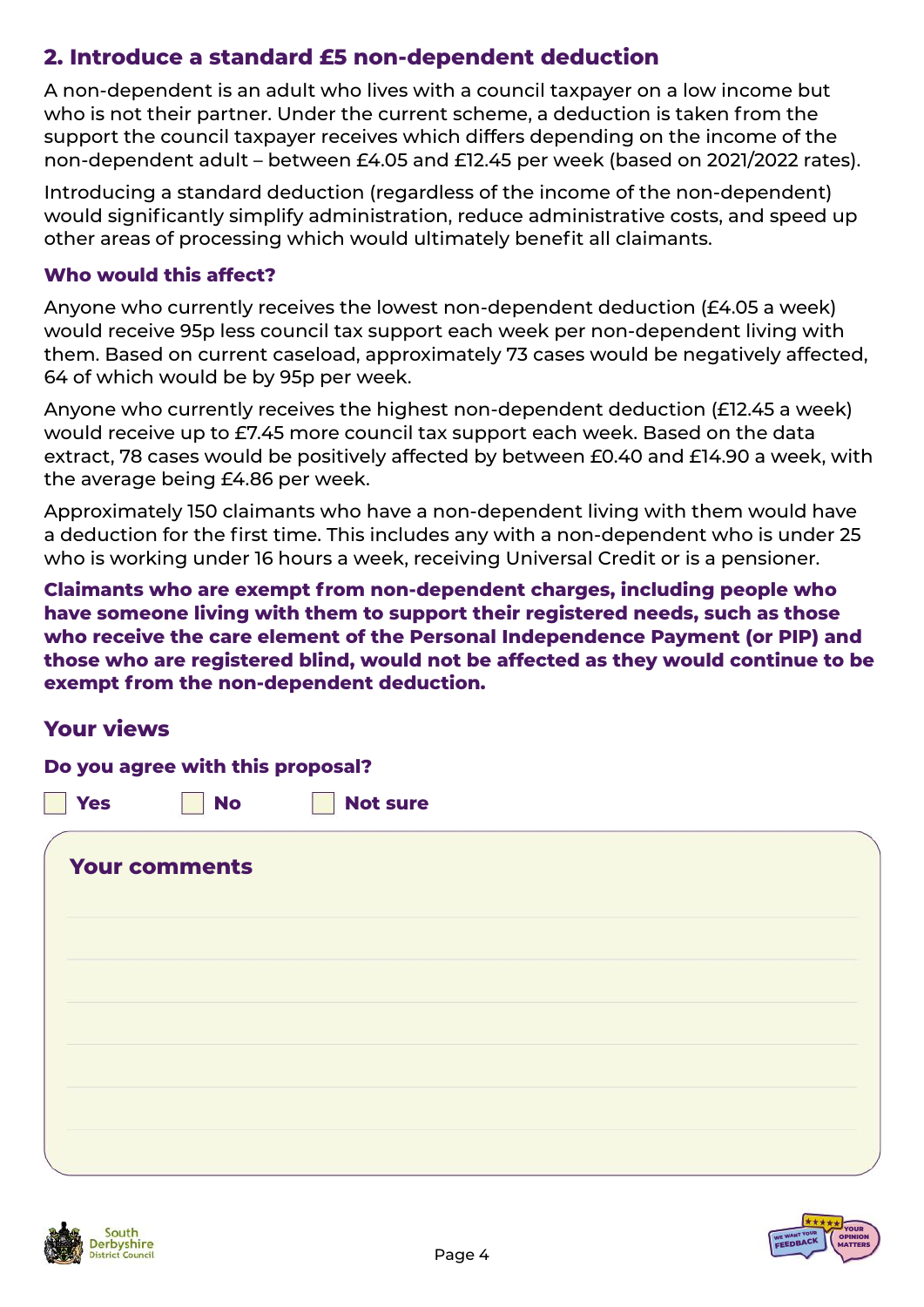## 2. Introduce a standard £5 non-dependent deduction

A non-dependent is an adult who lives with a council taxpayer on a low income but who is not their partner. Under the current scheme, a deduction is taken from the support the council taxpayer receives which differs depending on the income of the non-dependent adult – between £4.05 and £12.45 per week (based on 2021/2022 rates).

Introducing a standard deduction (regardless of the income of the non-dependent) would significantly simplify administration, reduce administrative costs, and speed up other areas of processing which would ultimately benefit all claimants.

### Who would this affect?

Anyone who currently receives the lowest non-dependent deduction (£4.05 a week) would receive 95p less council tax support each week per non-dependent living with them. Based on current caseload, approximately 73 cases would be negatively affected, 64 of which would be by 95p per week.

Anyone who currently receives the highest non-dependent deduction (£12.45 a week) would receive up to £7.45 more council tax support each week. Based on the data extract, 78 cases would be positively affected by between £0.40 and £14.90 a week, with the average being £4.86 per week.

Approximately 150 claimants who have a non-dependent living with them would have a deduction for the first time. This includes any with a non-dependent who is under 25 who is working under 16 hours a week, receiving Universal Credit or is a pensioner.

**Claimants who are exempt from non-dependent charges, including people who have someone living with them to support their registered needs, such as those who receive the care element of the Personal Independence Payment (or PIP) and those who are registered blind, would not be affected as they would continue to be exempt from the non-dependent deduction.**

## Your views

**Do you agree with this proposal?**

☐ Yes ☐ No ☐ Not sure

**Your comments**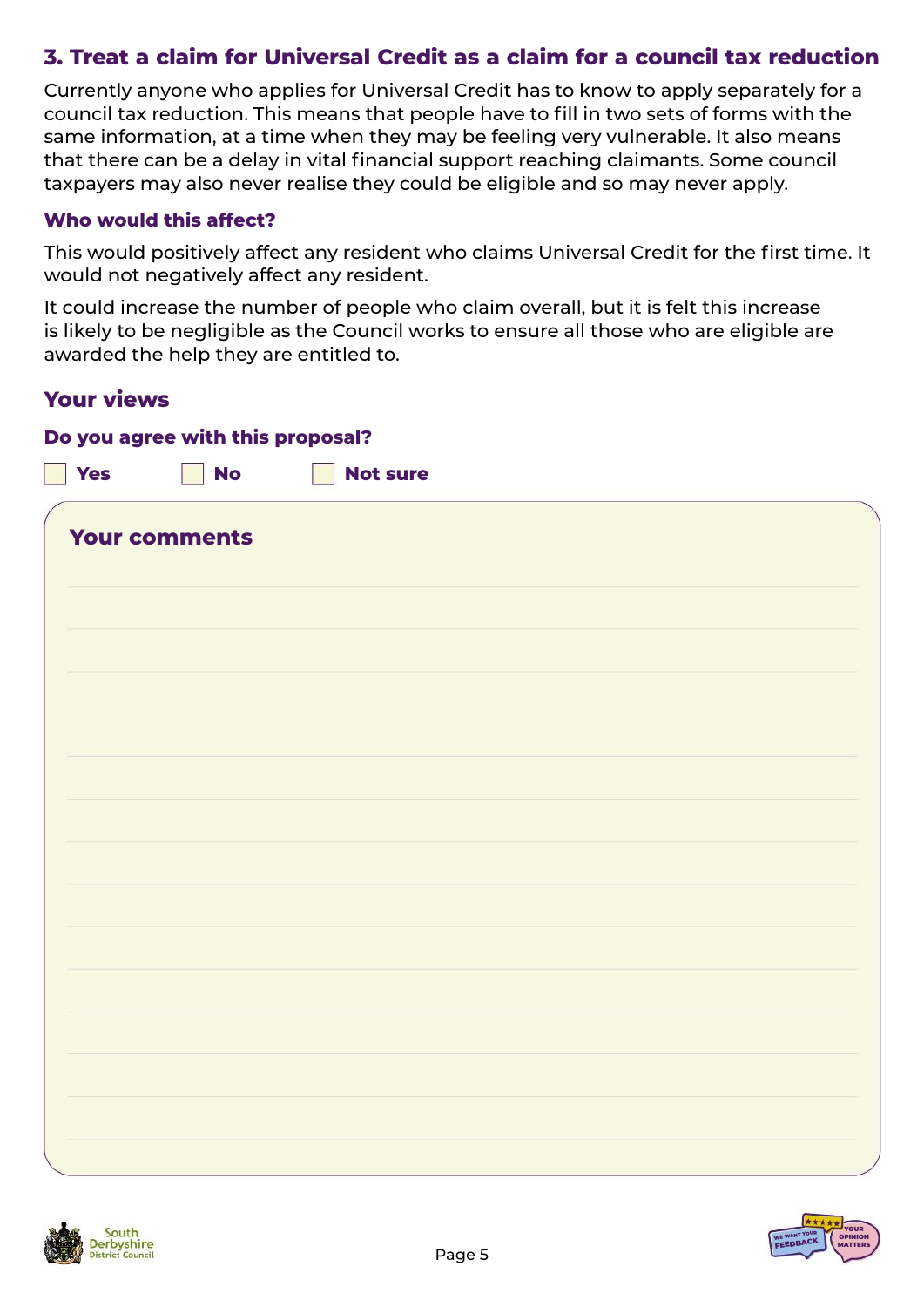## 3. Treat a claim for Universal Credit as a claim for a council tax reduction

Currently anyone who applies for Universal Credit has to know to apply separately for a council tax reduction. This means that people have to fill in two sets of forms with the same information, at a time when they may be feeling very vulnerable. It also means that there can be a delay in vital financial support reaching claimants. Some council taxpayers may also never realise they could be eligible and so may never apply.

### Who would this affect?

This would positively affect any resident who claims Universal Credit for the first time. It would not negatively affect any resident.

It could increase the number of people who claim overall, but it is felt this increase is likely to be negligible as the Council works to ensure all those who are eligible are awarded the help they are entitled to.

## Your views

### Do you agree with this proposal?

☐ Yes ☐ No ☐ Not sure

### Your comments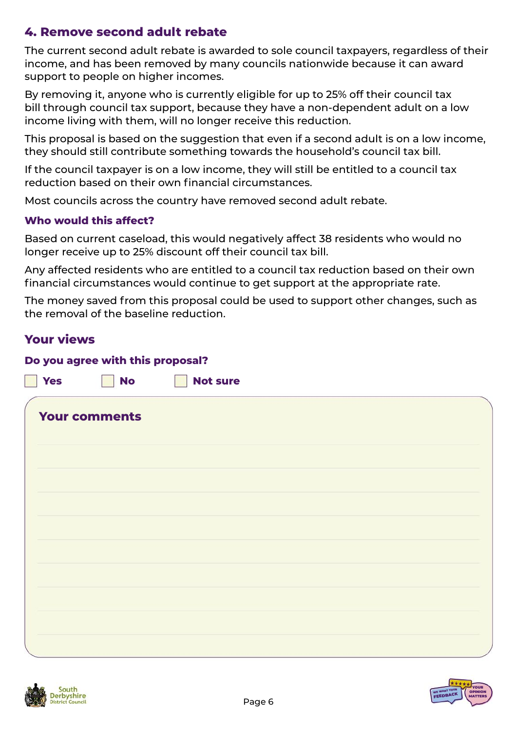## 4. Remove second adult rebate

The current second adult rebate is awarded to sole council taxpayers, regardless of their income, and has been removed by many councils nationwide because it can award support to people on higher incomes.

By removing it, anyone who is currently eligible for up to 25% off their council tax bill through council tax support, because they have a non-dependent adult on a low income living with them, will no longer receive this reduction.

This proposal is based on the suggestion that even if a second adult is on a low income, they should still contribute something towards the household's council tax bill.

If the council taxpayer is on a low income, they will still be entitled to a council tax reduction based on their own financial circumstances.

Most councils across the country have removed second adult rebate.

### Who would this affect?

Based on current caseload, this would negatively affect 38 residents who would no longer receive up to 25% discount off their council tax bill.

Any affected residents who are entitled to a council tax reduction based on their own financial circumstances would continue to get support at the appropriate rate.

The money saved from this proposal could be used to support other changes, such as the removal of the baseline reduction.

## Your views

### Do you agree with this proposal?

☐ Yes ☐ No ☐ Not sure

**Your comments**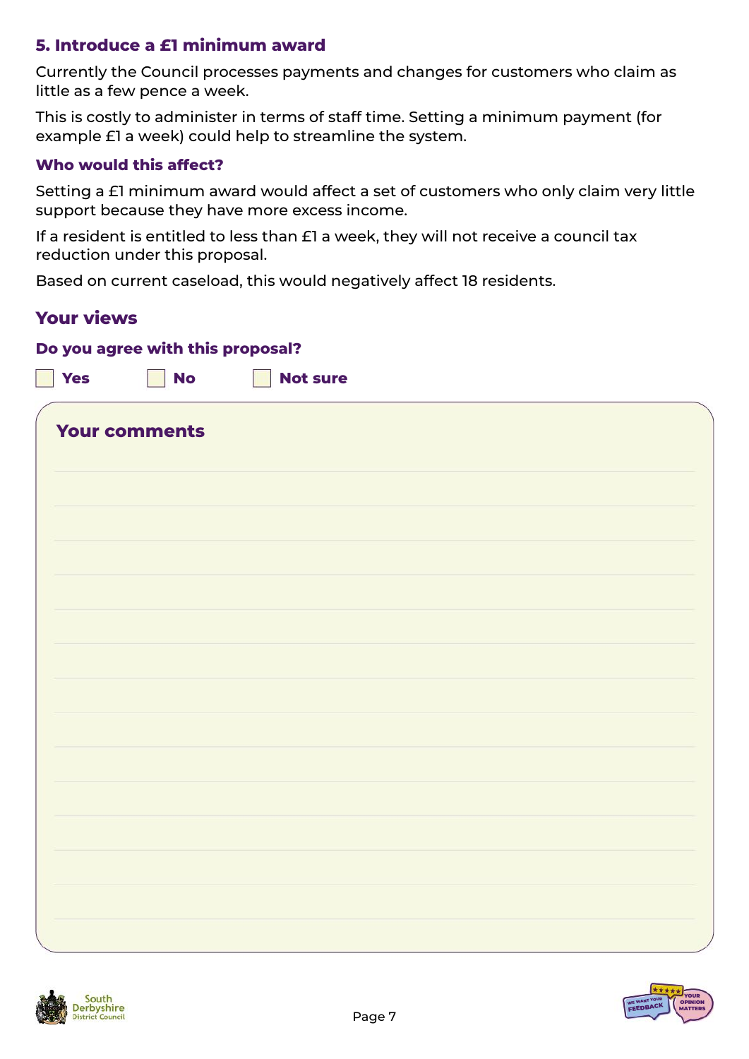## 5. Introduce a £1 minimum award

Currently the Council processes payments and changes for customers who claim as little as a few pence a week.

This is costly to administer in terms of staff time. Setting a minimum payment (for example £1 a week) could help to streamline the system.

### Who would this affect?

Setting a £1 minimum award would affect a set of customers who only claim very little support because they have more excess income.

If a resident is entitled to less than £1 a week, they will not receive a council tax reduction under this proposal.

Based on current caseload, this would negatively affect 18 residents.

## Your views

### Do you agree with this proposal?

☐ Yes ☐ No ☐ Not sure

### Your comments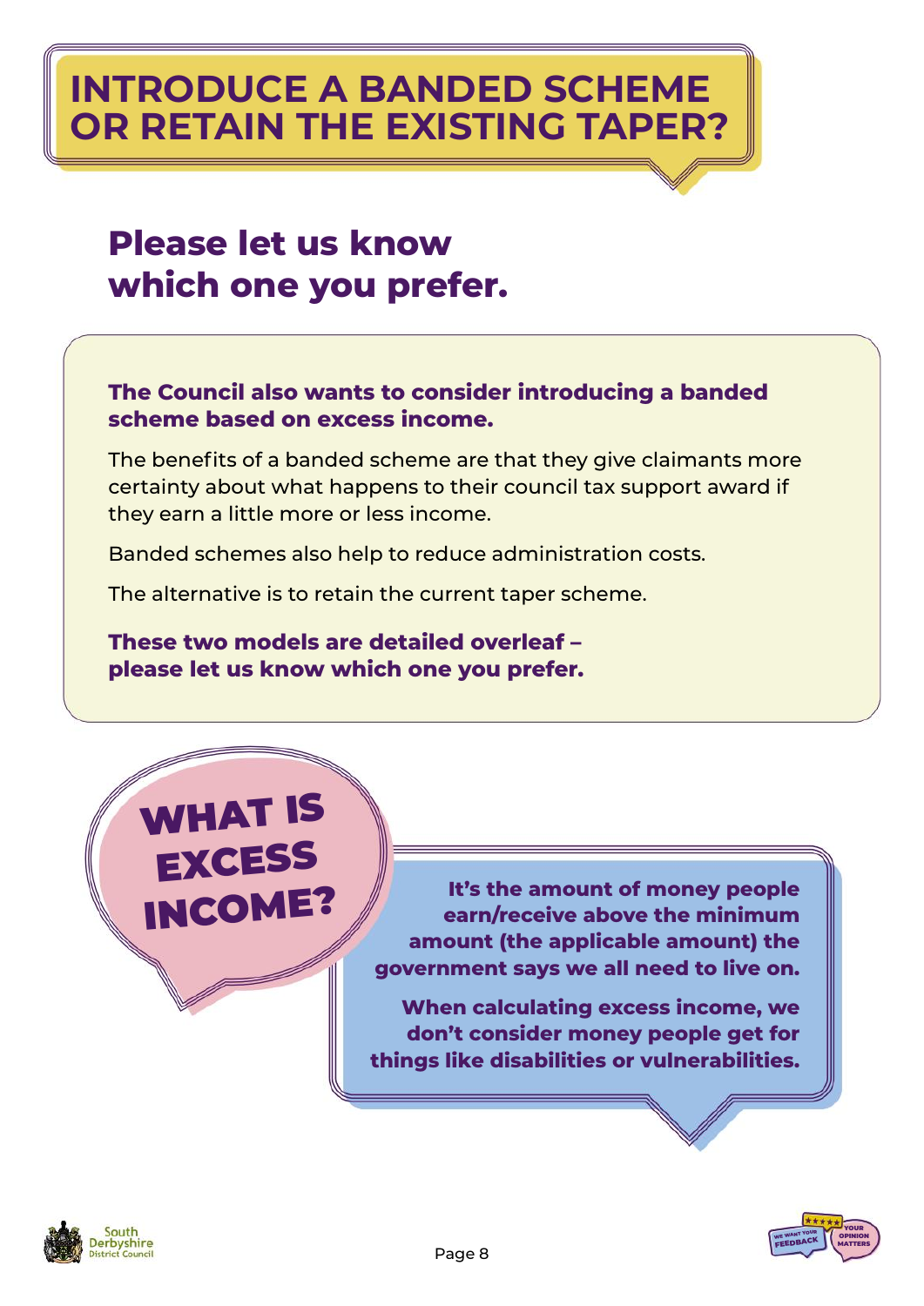# INTRODUCE A BANDED SCHEME OR RETAIN THE EXISTING TAPER?

## Please let us know which one you prefer.

**The Council also wants to consider introducing a banded scheme based on excess income.**

The benefits of a banded scheme are that they give claimants more certainty about what happens to their council tax support award if they earn a little more or less income.

Banded schemes also help to reduce administration costs.

The alternative is to retain the current taper scheme.

**These two models are detailed overleaf – please let us know which one you prefer.**

## WHAT IS EXCESS INCOME?

**It's the amount of money people earn/receive above the minimum amount (the applicable amount) the government says we all need to live on.**

**When calculating excess income, we don't consider money people get for things like disabilities or vulnerabilities.**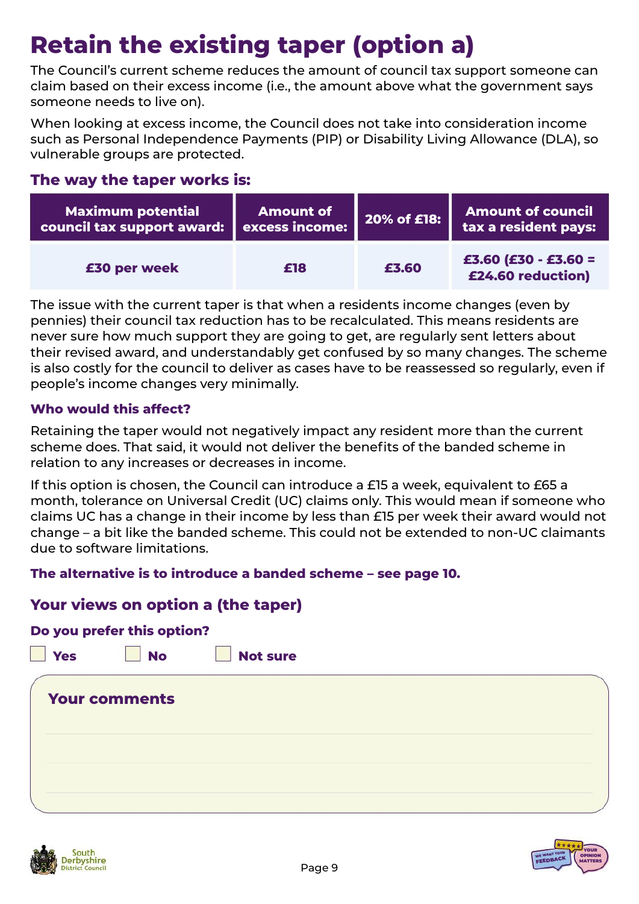# Retain the existing taper (option a)

The Council's current scheme reduces the amount of council tax support someone can claim based on their excess income (i.e., the amount above what the government says someone needs to live on).

When looking at excess income, the Council does not take into consideration income such as Personal Independence Payments (PIP) or Disability Living Allowance (DLA), so vulnerable groups are protected.

## The way the taper works is:

| Maximum potential council tax support award: | Amount of excess income: | 20% of £18: | Amount of council tax a resident pays: |
|---|---|---|---|
| £30 per week | £18 | £3.60 | £3.60 (£30 - £3.60 = £24.60 reduction) |

The issue with the current taper is that when a residents income changes (even by pennies) their council tax reduction has to be recalculated. This means residents are never sure how much support they are going to get, are regularly sent letters about their revised award, and understandably get confused by so many changes. The scheme is also costly for the council to deliver as cases have to be reassessed so regularly, even if people's income changes very minimally.

### Who would this affect?

Retaining the taper would not negatively impact any resident more than the current scheme does. That said, it would not deliver the benefits of the banded scheme in relation to any increases or decreases in income.

If this option is chosen, the Council can introduce a £15 a week, equivalent to £65 a month, tolerance on Universal Credit (UC) claims only. This would mean if someone who claims UC has a change in their income by less than £15 per week their award would not change – a bit like the banded scheme. This could not be extended to non-UC claimants due to software limitations.

**The alternative is to introduce a banded scheme – see page 10.**

## Your views on option a (the taper)

**Do you prefer this option?**

☐ Yes ☐ No ☐ Not sure

**Your comments**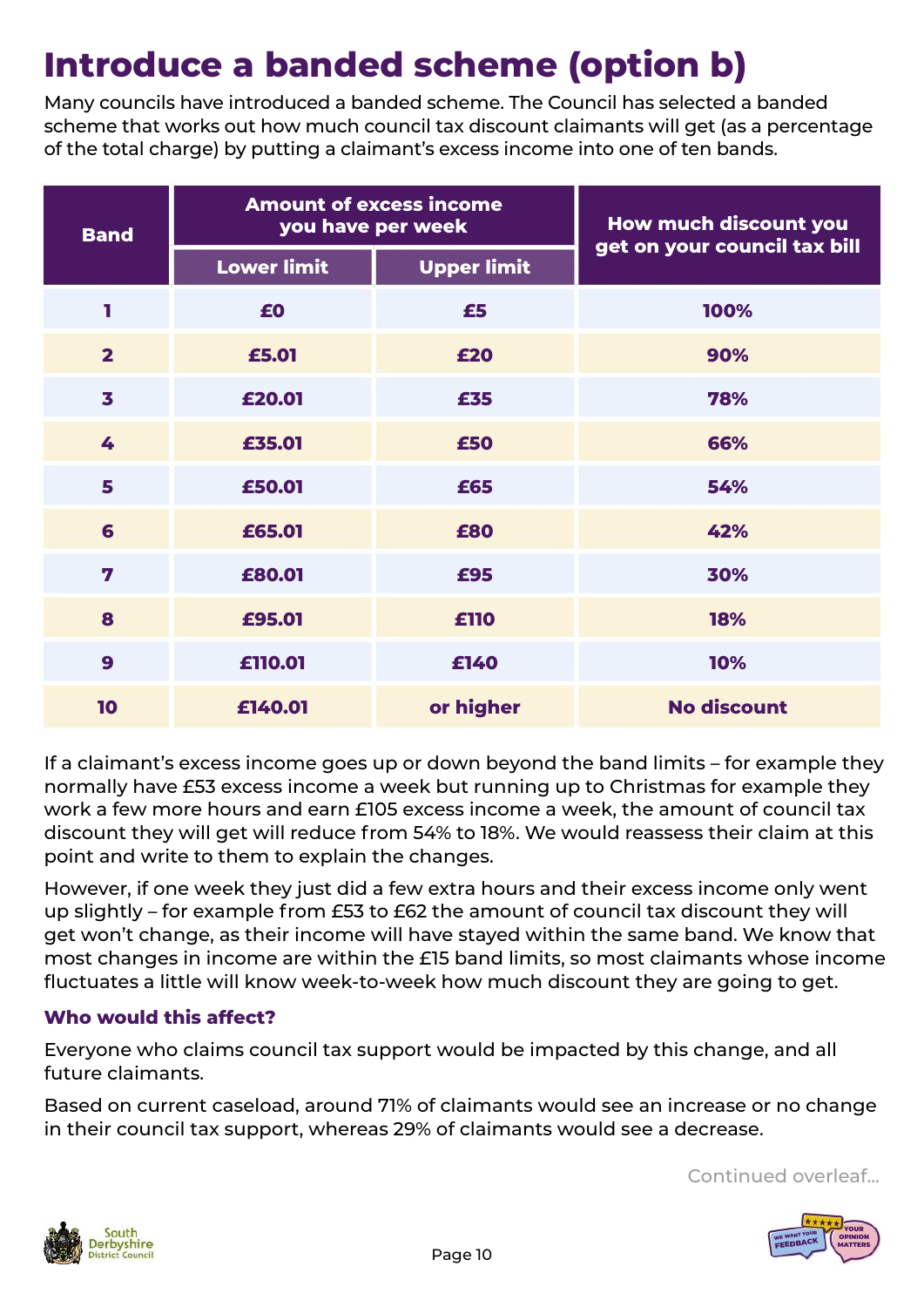# Introduce a banded scheme (option b)

Many councils have introduced a banded scheme. The Council has selected a banded scheme that works out how much council tax discount claimants will get (as a percentage of the total charge) by putting a claimant's excess income into one of ten bands.

| Band | Amount of excess income you have per week | | How much discount you get on your council tax bill |
|---|---|---|---|
| | Lower limit | Upper limit | |
| 1 | £0 | £5 | 100% |
| 2 | £5.01 | £20 | 90% |
| 3 | £20.01 | £35 | 78% |
| 4 | £35.01 | £50 | 66% |
| 5 | £50.01 | £65 | 54% |
| 6 | £65.01 | £80 | 42% |
| 7 | £80.01 | £95 | 30% |
| 8 | £95.01 | £110 | 18% |
| 9 | £110.01 | £140 | 10% |
| 10 | £140.01 | or higher | No discount |

If a claimant's excess income goes up or down beyond the band limits – for example they normally have £53 excess income a week but running up to Christmas for example they work a few more hours and earn £105 excess income a week, the amount of council tax discount they will get will reduce from 54% to 18%. We would reassess their claim at this point and write to them to explain the changes.

However, if one week they just did a few extra hours and their excess income only went up slightly – for example from £53 to £62 the amount of council tax discount they will get won't change, as their income will have stayed within the same band. We know that most changes in income are within the £15 band limits, so most claimants whose income fluctuates a little will know week-to-week how much discount they are going to get.

### Who would this affect?

Everyone who claims council tax support would be impacted by this change, and all future claimants.

Based on current caseload, around 71% of claimants would see an increase or no change in their council tax support, whereas 29% of claimants would see a decrease.

Continued overleaf...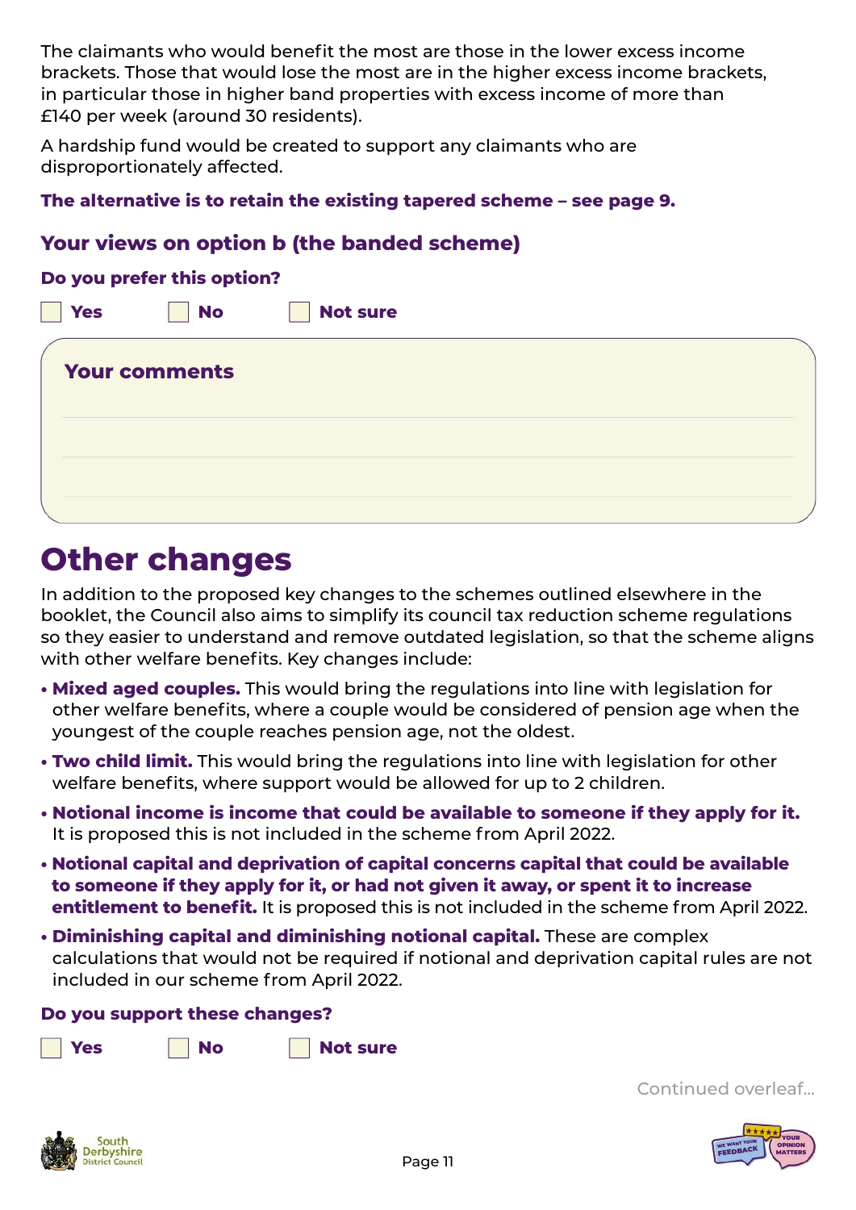The claimants who would benefit the most are those in the lower excess income brackets. Those that would lose the most are in the higher excess income brackets, in particular those in higher band properties with excess income of more than £140 per week (around 30 residents).

A hardship fund would be created to support any claimants who are disproportionately affected.

**The alternative is to retain the existing tapered scheme – see page 9.**

### Your views on option b (the banded scheme)

**Do you prefer this option?**

☐ **Yes** ☐ **No** ☐ **Not sure**

**Your comments**

## Other changes

In addition to the proposed key changes to the schemes outlined elsewhere in the booklet, the Council also aims to simplify its council tax reduction scheme regulations so they easier to understand and remove outdated legislation, so that the scheme aligns with other welfare benefits. Key changes include:

- **Mixed aged couples.** This would bring the regulations into line with legislation for other welfare benefits, where a couple would be considered of pension age when the youngest of the couple reaches pension age, not the oldest.
- **Two child limit.** This would bring the regulations into line with legislation for other welfare benefits, where support would be allowed for up to 2 children.
- **Notional income is income that could be available to someone if they apply for it.** It is proposed this is not included in the scheme from April 2022.
- **Notional capital and deprivation of capital concerns capital that could be available to someone if they apply for it, or had not given it away, or spent it to increase entitlement to benefit.** It is proposed this is not included in the scheme from April 2022.
- **Diminishing capital and diminishing notional capital.** These are complex calculations that would not be required if notional and deprivation capital rules are not included in our scheme from April 2022.

**Do you support these changes?**

☐ **Yes** ☐ **No** ☐ **Not sure**

Continued overleaf...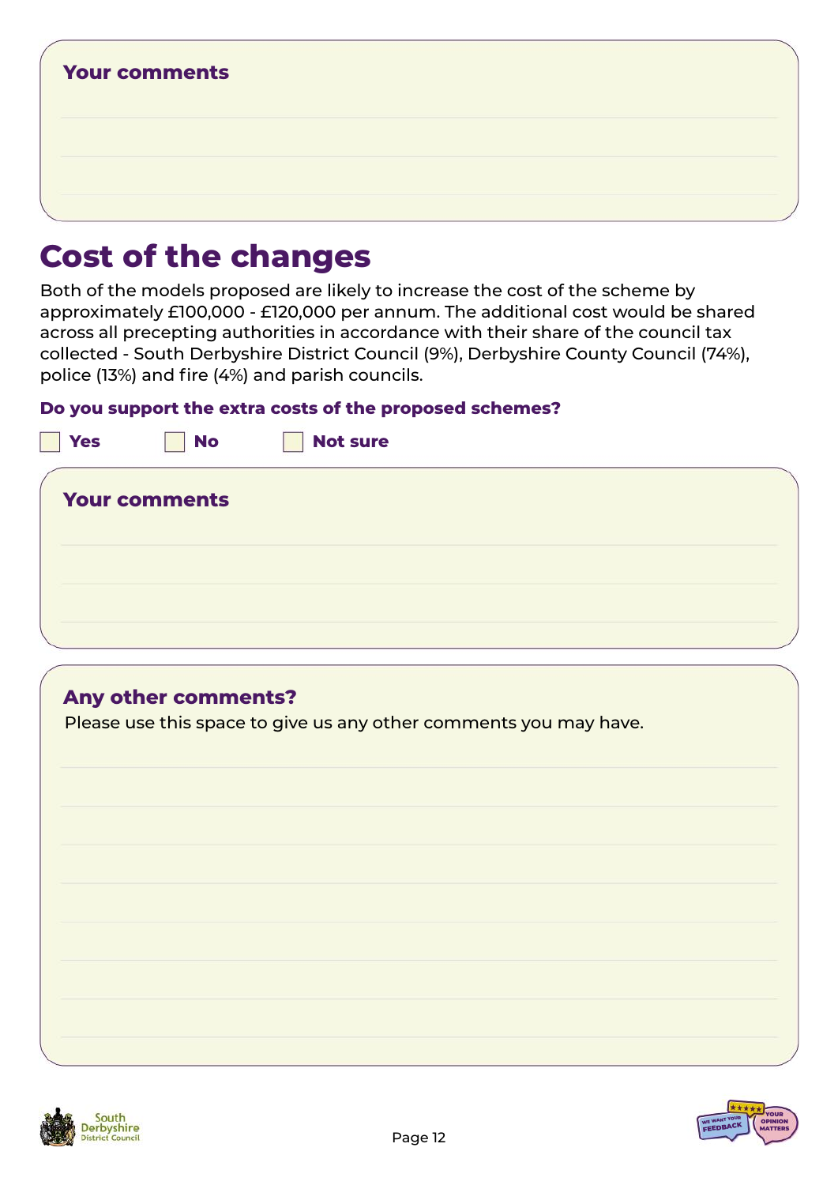**Your comments**

## Cost of the changes

Both of the models proposed are likely to increase the cost of the scheme by approximately £100,000 - £120,000 per annum. The additional cost would be shared across all precepting authorities in accordance with their share of the council tax collected - South Derbyshire District Council (9%), Derbyshire County Council (74%), police (13%) and fire (4%) and parish councils.

**Do you support the extra costs of the proposed schemes?**

☐ **Yes** ☐ **No** ☐ **Not sure**

**Your comments**

**Any other comments?**

Please use this space to give us any other comments you may have.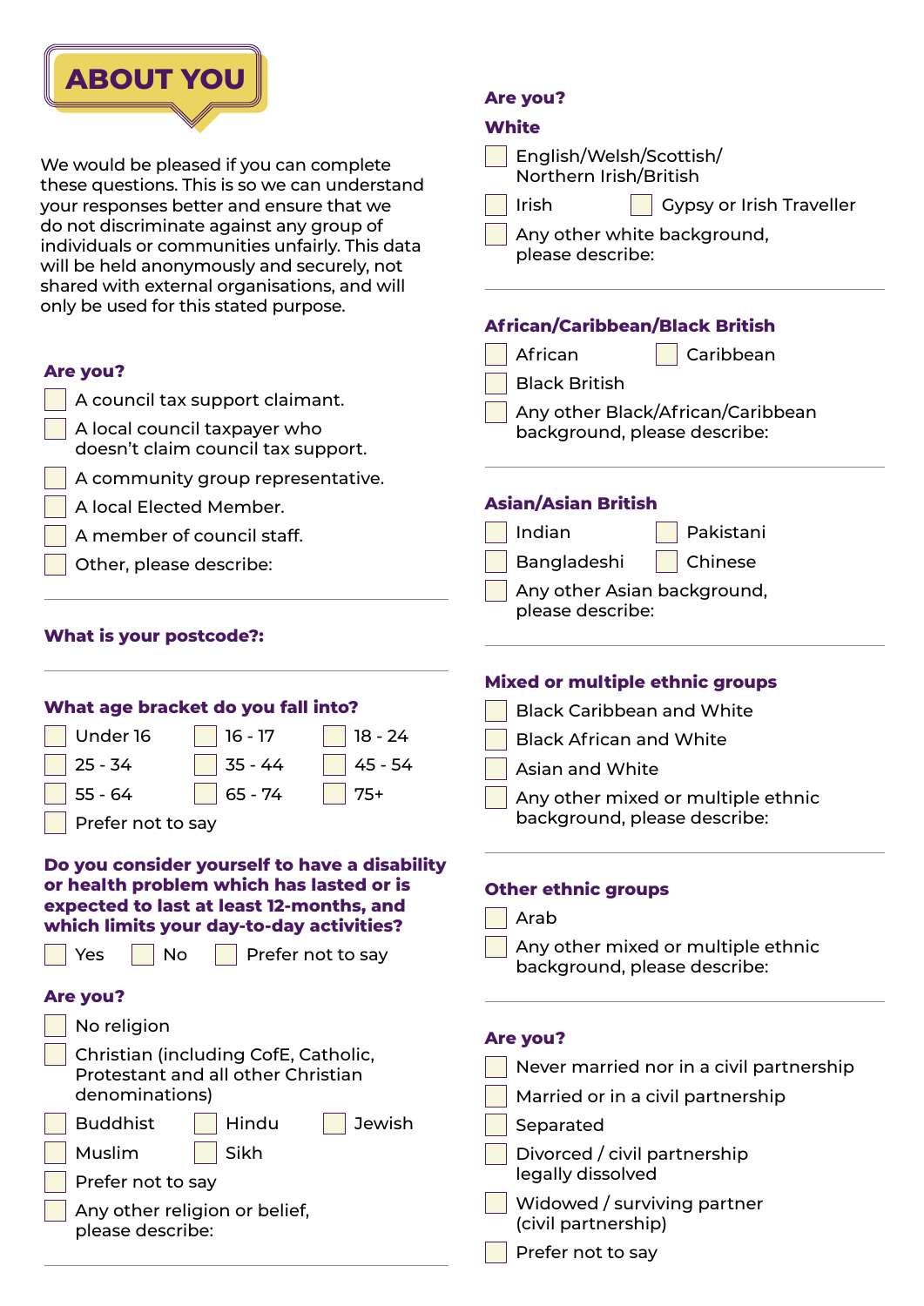# ABOUT YOU

We would be pleased if you can complete these questions. This is so we can understand your responses better and ensure that we do not discriminate against any group of individuals or communities unfairly. This data will be held anonymously and securely, not shared with external organisations, and will only be used for this stated purpose.

**Are you?**

- ☐ A council tax support claimant.
- ☐ A local council taxpayer who doesn't claim council tax support.
- ☐ A community group representative.
- ☐ A local Elected Member.
- ☐ A member of council staff.
- ☐ Other, please describe:

**What is your postcode?:**

**What age bracket do you fall into?**

- ☐ Under 16
- ☐ 16 - 17
- ☐ 18 - 24
- ☐ 25 - 34
- ☐ 35 - 44
- ☐ 45 - 54
- ☐ 55 - 64
- ☐ 65 - 74
- ☐ 75+
- ☐ Prefer not to say

**Do you consider yourself to have a disability or health problem which has lasted or is expected to last at least 12-months, and which limits your day-to-day activities?**

- ☐ Yes
- ☐ No
- ☐ Prefer not to say

**Are you?**

- ☐ No religion
- ☐ Christian (including CofE, Catholic, Protestant and all other Christian denominations)
- ☐ Buddhist
- ☐ Hindu
- ☐ Jewish
- ☐ Muslim
- ☐ Sikh
- ☐ Prefer not to say
- ☐ Any other religion or belief, please describe:

**Are you?**

**White**

- ☐ English/Welsh/Scottish/Northern Irish/British
- ☐ Irish
- ☐ Gypsy or Irish Traveller
- ☐ Any other white background, please describe:

**African/Caribbean/Black British**

- ☐ African
- ☐ Caribbean
- ☐ Black British
- ☐ Any other Black/African/Caribbean background, please describe:

**Asian/Asian British**

- ☐ Indian
- ☐ Pakistani
- ☐ Bangladeshi
- ☐ Chinese
- ☐ Any other Asian background, please describe:

**Mixed or multiple ethnic groups**

- ☐ Black Caribbean and White
- ☐ Black African and White
- ☐ Asian and White
- ☐ Any other mixed or multiple ethnic background, please describe:

**Other ethnic groups**

- ☐ Arab
- ☐ Any other mixed or multiple ethnic background, please describe:

**Are you?**

- ☐ Never married nor in a civil partnership
- ☐ Married or in a civil partnership
- ☐ Separated
- ☐ Divorced / civil partnership legally dissolved
- ☐ Widowed / surviving partner (civil partnership)
- ☐ Prefer not to say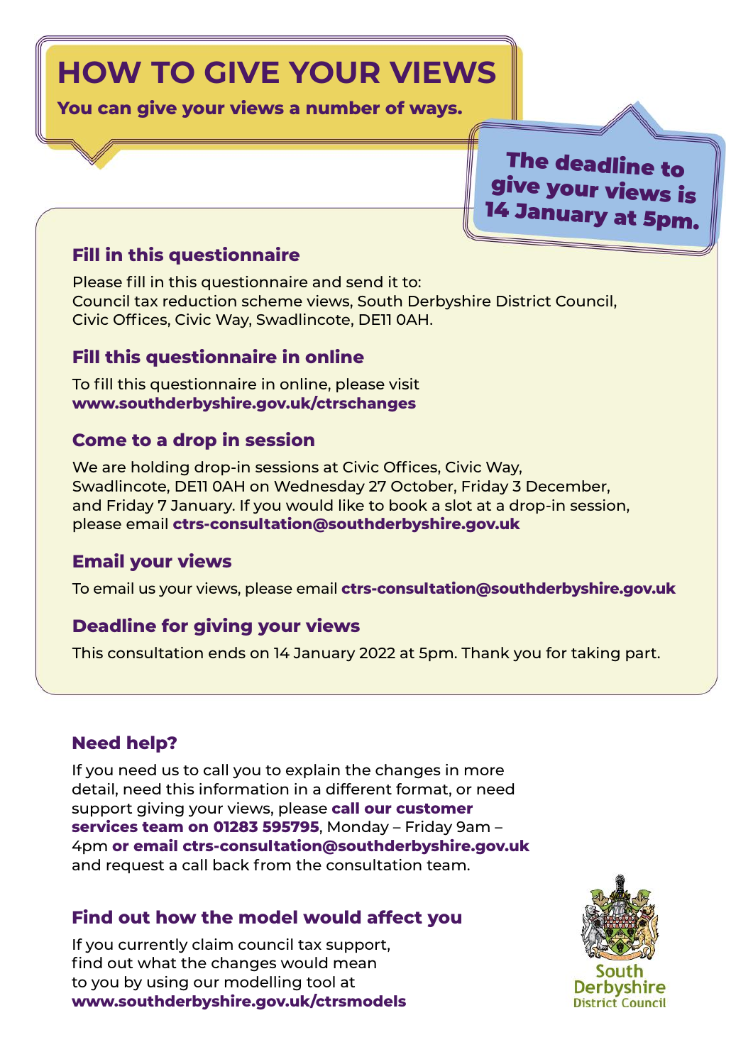# HOW TO GIVE YOUR VIEWS

**You can give your views a number of ways.**

**The deadline to give your views is 14 January at 5pm.**

### Fill in this questionnaire

Please fill in this questionnaire and send it to:
Council tax reduction scheme views, South Derbyshire District Council, Civic Offices, Civic Way, Swadlincote, DE11 0AH.

### Fill this questionnaire in online

To fill this questionnaire in online, please visit **www.southderbyshire.gov.uk/ctrschanges**

### Come to a drop in session

We are holding drop-in sessions at Civic Offices, Civic Way, Swadlincote, DE11 0AH on Wednesday 27 October, Friday 3 December, and Friday 7 January. If you would like to book a slot at a drop-in session, please email **ctrs-consultation@southderbyshire.gov.uk**

### Email your views

To email us your views, please email **ctrs-consultation@southderbyshire.gov.uk**

### Deadline for giving your views

This consultation ends on 14 January 2022 at 5pm. Thank you for taking part.

### Need help?

If you need us to call you to explain the changes in more detail, need this information in a different format, or need support giving your views, please **call our customer services team on 01283 595795**, Monday – Friday 9am – 4pm **or email ctrs-consultation@southderbyshire.gov.uk** and request a call back from the consultation team.

### Find out how the model would affect you

If you currently claim council tax support, find out what the changes would mean to you by using our modelling tool at **www.southderbyshire.gov.uk/ctrsmodels**

South Derbyshire District Council